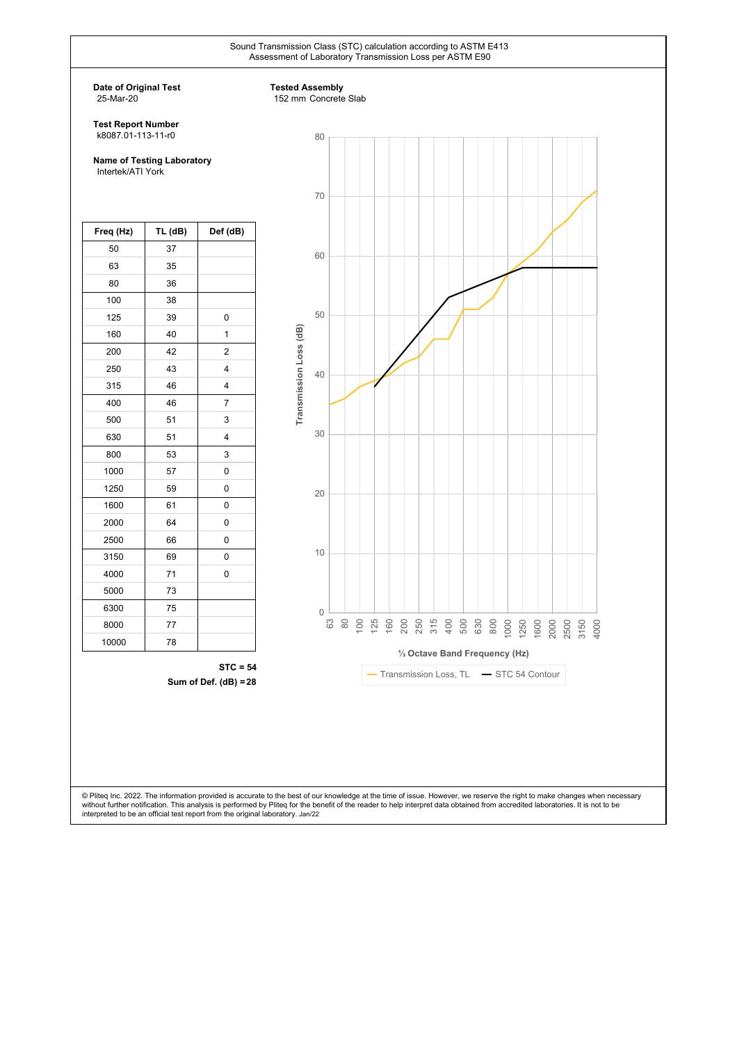Sound Transmission Class (STC) calculation according to ASTM E413
Assessment of Laboratory Transmission Loss per ASTM E90

**Date of Original Test**
25-Mar-20

**Test Report Number**
k8087.01-113-11-r0

**Name of Testing Laboratory**
Intertek/ATI York

**Tested Assembly**
152 mm Concrete Slab

| Freq (Hz) | TL (dB) | Def (dB) |
|---|---|---|
| 50 | 37 | |
| 63 | 35 | |
| 80 | 36 | |
| 100 | 38 | |
| 125 | 39 | 0 |
| 160 | 40 | 1 |
| 200 | 42 | 2 |
| 250 | 43 | 4 |
| 315 | 46 | 4 |
| 400 | 46 | 7 |
| 500 | 51 | 3 |
| 630 | 51 | 4 |
| 800 | 53 | 3 |
| 1000 | 57 | 0 |
| 1250 | 59 | 0 |
| 1600 | 61 | 0 |
| 2000 | 64 | 0 |
| 2500 | 66 | 0 |
| 3150 | 69 | 0 |
| 4000 | 71 | 0 |
| 5000 | 73 | |
| 6300 | 75 | |
| 8000 | 77 | |
| 10000 | 78 | |

**STC = 54**
**Sum of Def. (dB) = 28**

© Pliteq Inc. 2022. The information provided is accurate to the best of our knowledge at the time of issue. However, we reserve the right to make changes when necessary without further notification. This analysis is performed by Pliteq for the benefit of the reader to help interpret data obtained from accredited laboratories. It is not to be interpreted to be an official test report from the original laboratory. Jan/22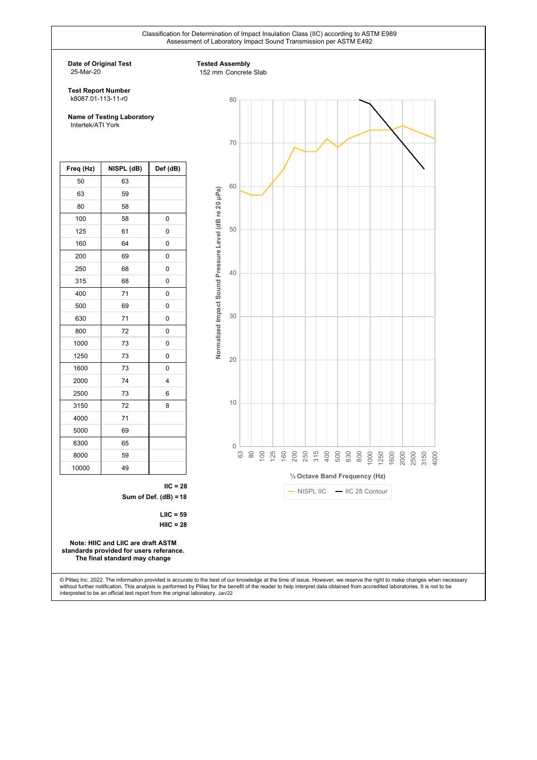Classification for Determination of Impact Insulation Class (IIC) according to ASTM E989
Assessment of Laboratory Impact Sound Transmission per ASTM E492

**Date of Original Test**
25-Mar-20

**Test Report Number**
k8087.01-113-11-r0

**Name of Testing Laboratory**
Intertek/ATI York

**Tested Assembly**
152 mm Concrete Slab

| Freq (Hz) | NISPL (dB) | Def (dB) |
|---|---|---|
| 50 | 63 | |
| 63 | 59 | |
| 80 | 58 | |
| 100 | 58 | 0 |
| 125 | 61 | 0 |
| 160 | 64 | 0 |
| 200 | 69 | 0 |
| 250 | 68 | 0 |
| 315 | 68 | 0 |
| 400 | 71 | 0 |
| 500 | 69 | 0 |
| 630 | 71 | 0 |
| 800 | 72 | 0 |
| 1000 | 73 | 0 |
| 1250 | 73 | 0 |
| 1600 | 73 | 0 |
| 2000 | 74 | 4 |
| 2500 | 73 | 6 |
| 3150 | 72 | 8 |
| 4000 | 71 | |
| 5000 | 69 | |
| 6300 | 65 | |
| 8000 | 59 | |
| 10000 | 49 | |

**IIC = 28**
**Sum of Def. (dB) = 18**

**LIIC = 59**
**HIIC = 28**

**Note: HIIC and LIIC are draft ASTM standards provided for users referance. The final standard may change**

© Pliteq Inc. 2022. The information provided is accurate to the best of our knowledge at the time of issue. However, we reserve the right to make changes when necessary without further notification. This analysis is performed by Pliteq for the benefit of the reader to help interpret data obtained from accredited laboratories. It is not to be interpreted to be an official test report from the original laboratory. Jan/22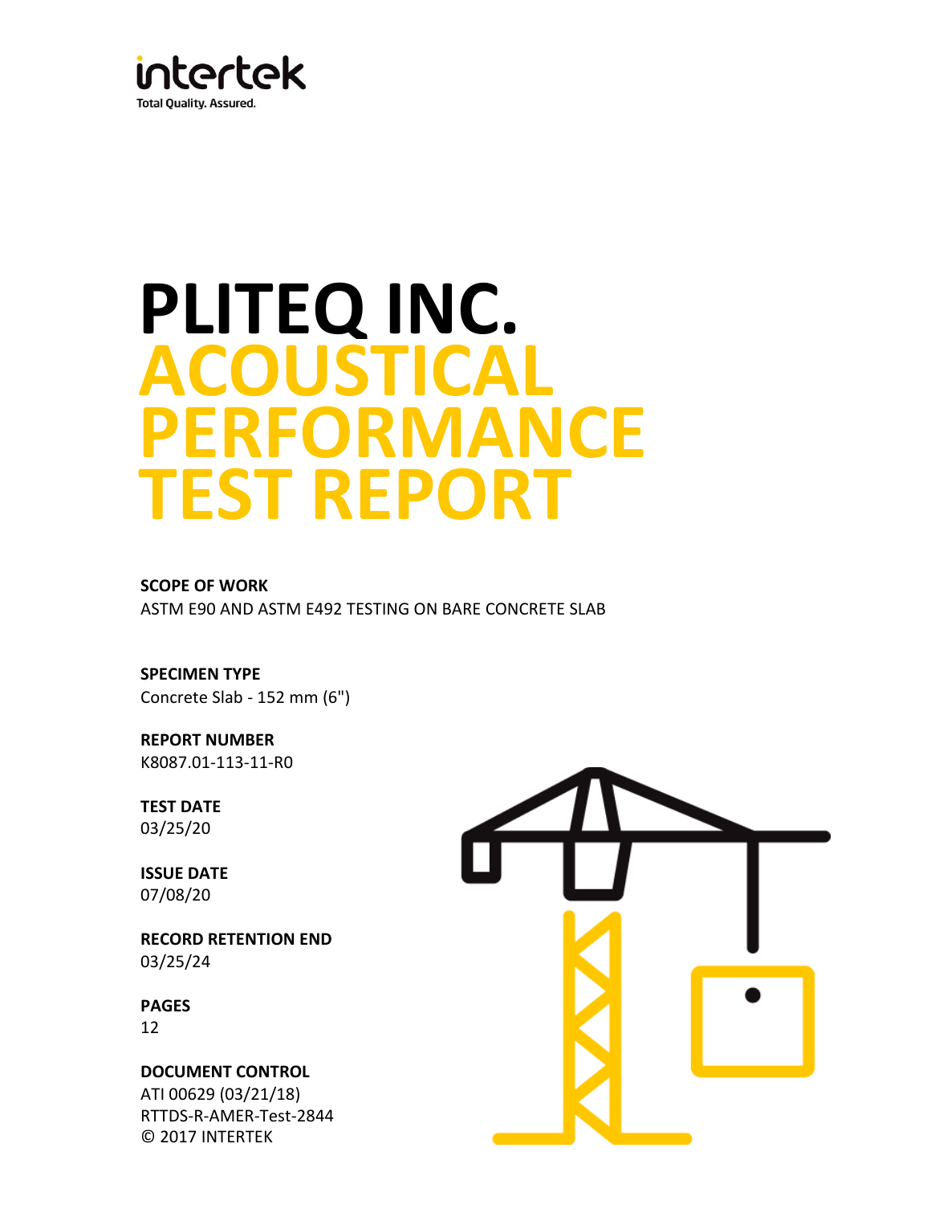# PLITEQ INC.
# ACOUSTICAL PERFORMANCE TEST REPORT

**SCOPE OF WORK**
ASTM E90 AND ASTM E492 TESTING ON BARE CONCRETE SLAB

**SPECIMEN TYPE**
Concrete Slab - 152 mm (6")

**REPORT NUMBER**
K8087.01-113-11-R0

**TEST DATE**
03/25/20

**ISSUE DATE**
07/08/20

**RECORD RETENTION END**
03/25/24

**PAGES**
12

**DOCUMENT CONTROL**
ATI 00629 (03/21/18)
RTTDS-R-AMER-Test-2844
© 2017 INTERTEK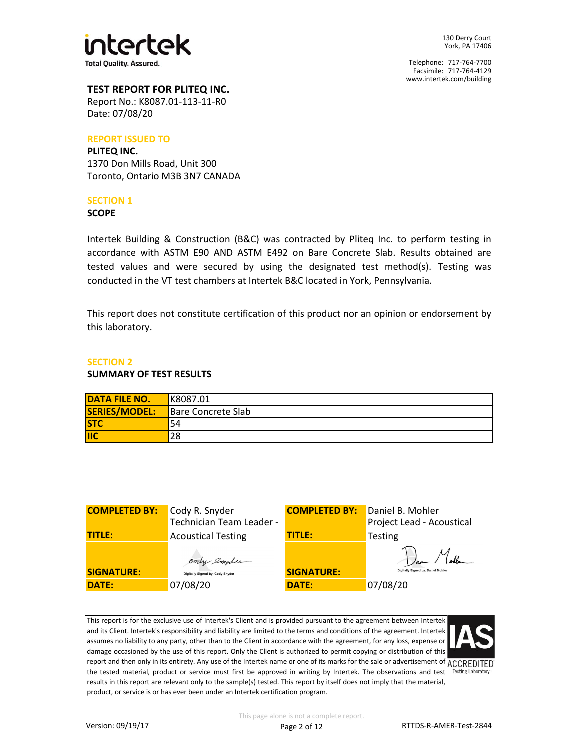intertek

Total Quality. Assured.

130 Derry Court
York, PA 17406

Telephone: 717-764-7700
Facsimile: 717-764-4129
www.intertek.com/building

**TEST REPORT FOR PLITEQ INC.**
Report No.: K8087.01-113-11-R0
Date: 07/08/20

**REPORT ISSUED TO**

**PLITEQ INC.**
1370 Don Mills Road, Unit 300
Toronto, Ontario M3B 3N7 CANADA

## SECTION 1

### SCOPE

Intertek Building & Construction (B&C) was contracted by Pliteq Inc. to perform testing in accordance with ASTM E90 AND ASTM E492 on Bare Concrete Slab. Results obtained are tested values and were secured by using the designated test method(s). Testing was conducted in the VT test chambers at Intertek B&C located in York, Pennsylvania.

This report does not constitute certification of this product nor an opinion or endorsement by this laboratory.

## SECTION 2

### SUMMARY OF TEST RESULTS

| | |
|---|---|
| **DATA FILE NO.** | K8087.01 |
| **SERIES/MODEL:** | Bare Concrete Slab |
| **STC** | 54 |
| **IIC** | 28 |

| | | | |
|---|---|---|---|
| **COMPLETED BY:** | Cody R. Snyder | **COMPLETED BY:** | Daniel B. Mohler |
| **TITLE:** | Technician Team Leader - Acoustical Testing | **TITLE:** | Project Lead - Acoustical Testing |
| **SIGNATURE:** | Digitally Signed by: Cody Snyder | **SIGNATURE:** | Digitally Signed by: Daniel Mohler |
| **DATE:** | 07/08/20 | **DATE:** | 07/08/20 |

This report is for the exclusive use of Intertek's Client and is provided pursuant to the agreement between Intertek and its Client. Intertek's responsibility and liability are limited to the terms and conditions of the agreement. Intertek assumes no liability to any party, other than to the Client in accordance with the agreement, for any loss, expense or damage occasioned by the use of this report. Only the Client is authorized to permit copying or distribution of this report and then only in its entirety. Any use of the Intertek name or one of its marks for the sale or advertisement of the tested material, product or service must first be approved in writing by Intertek. The observations and test results in this report are relevant only to the sample(s) tested. This report by itself does not imply that the material, product, or service is or has ever been under an Intertek certification program.

IAS ACCREDITED Testing Laboratory

This page alone is not a complete report.

Version: 09/19/17

RTTDS-R-AMER-Test-2844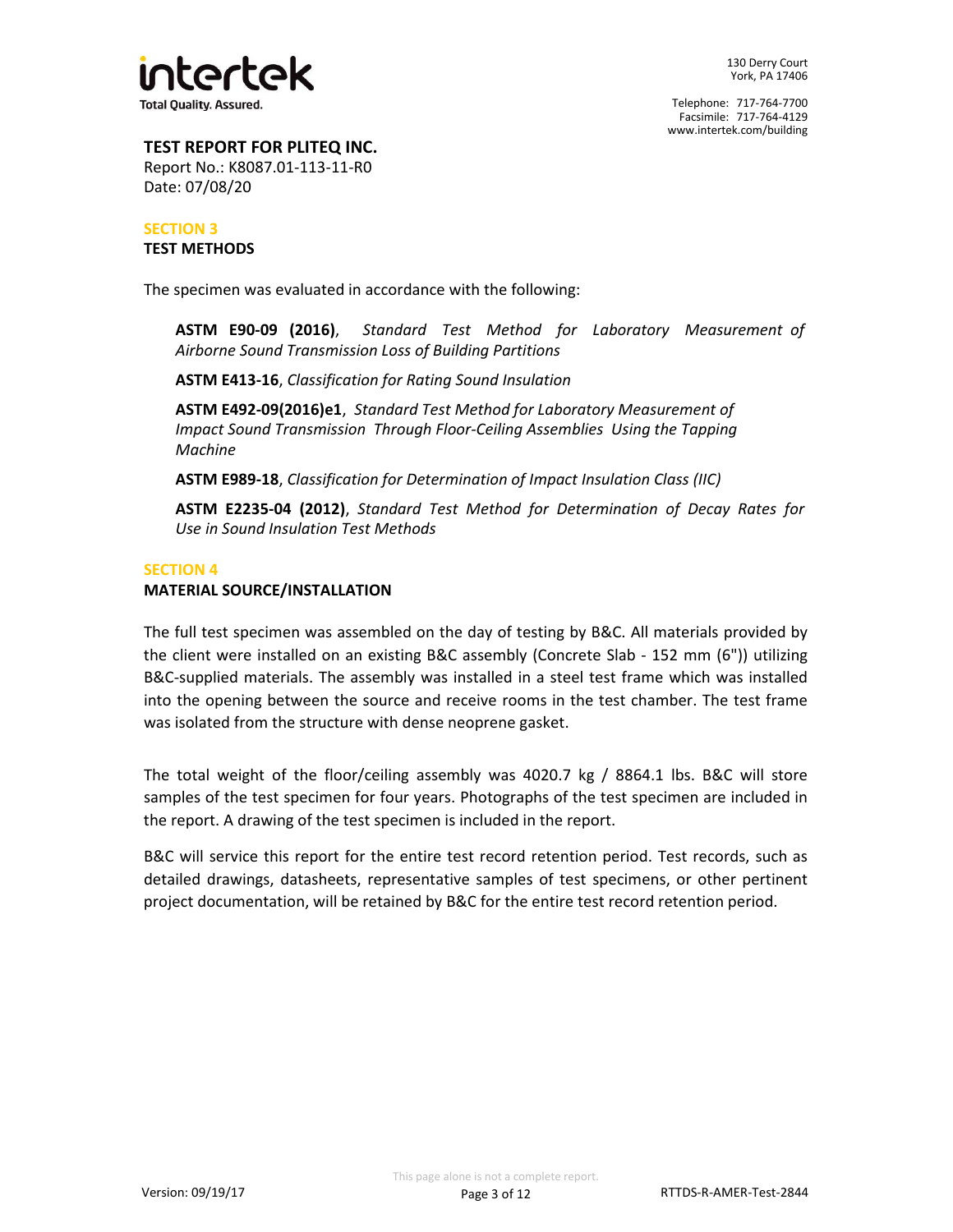**TEST REPORT FOR PLITEQ INC.**
Report No.: K8087.01-113-11-R0
Date: 07/08/20

## SECTION 3
## TEST METHODS

The specimen was evaluated in accordance with the following:

**ASTM E90-09 (2016)**, *Standard Test Method for Laboratory Measurement of Airborne Sound Transmission Loss of Building Partitions*

**ASTM E413-16**, *Classification for Rating Sound Insulation*

**ASTM E492-09(2016)e1**, *Standard Test Method for Laboratory Measurement of Impact Sound Transmission Through Floor-Ceiling Assemblies Using the Tapping Machine*

**ASTM E989-18**, *Classification for Determination of Impact Insulation Class (IIC)*

**ASTM E2235-04 (2012)**, *Standard Test Method for Determination of Decay Rates for Use in Sound Insulation Test Methods*

## SECTION 4
## MATERIAL SOURCE/INSTALLATION

The full test specimen was assembled on the day of testing by B&C. All materials provided by the client were installed on an existing B&C assembly (Concrete Slab - 152 mm (6")) utilizing B&C-supplied materials. The assembly was installed in a steel test frame which was installed into the opening between the source and receive rooms in the test chamber. The test frame was isolated from the structure with dense neoprene gasket.

The total weight of the floor/ceiling assembly was 4020.7 kg / 8864.1 lbs. B&C will store samples of the test specimen for four years. Photographs of the test specimen are included in the report. A drawing of the test specimen is included in the report.

B&C will service this report for the entire test record retention period. Test records, such as detailed drawings, datasheets, representative samples of test specimens, or other pertinent project documentation, will be retained by B&C for the entire test record retention period.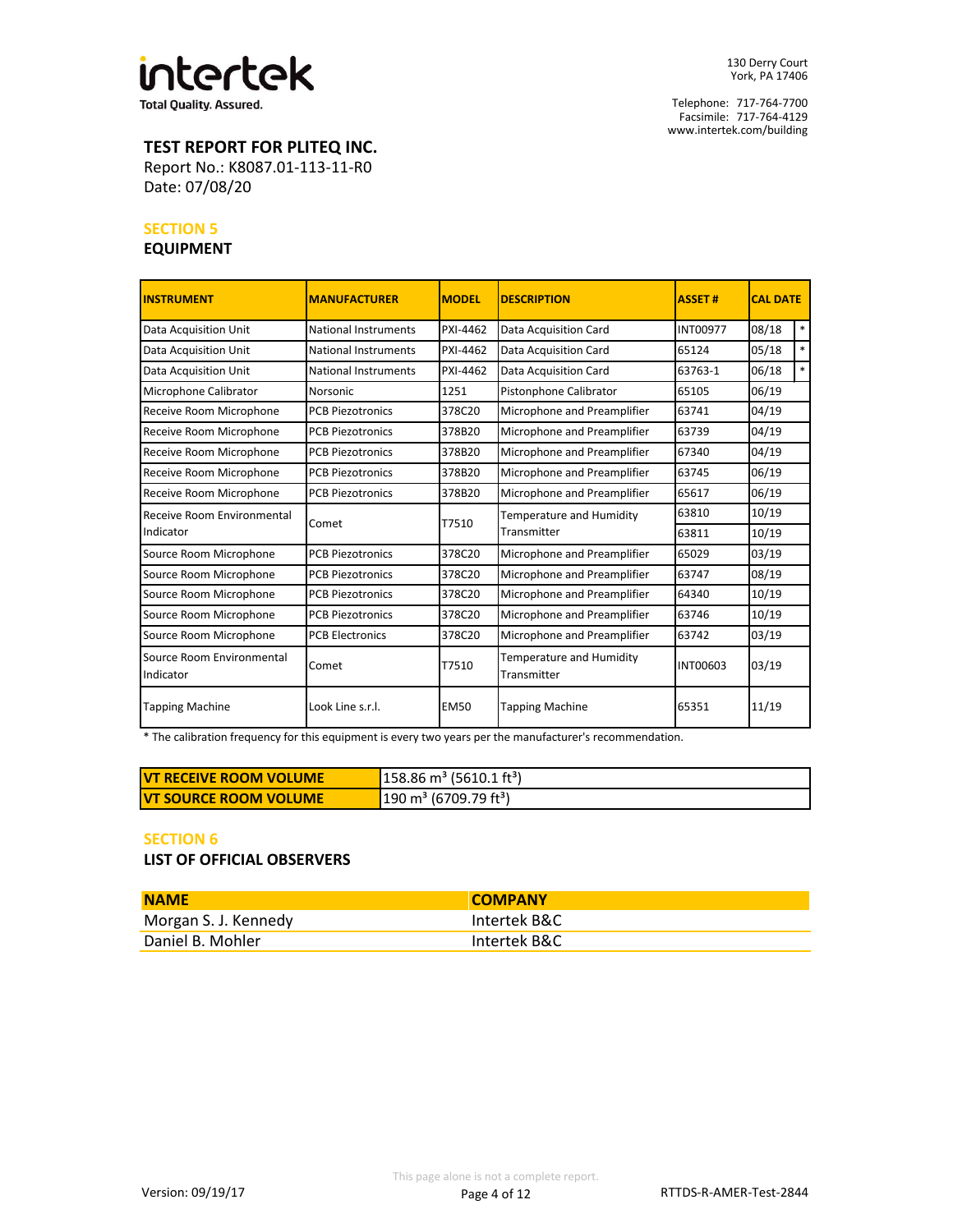# TEST REPORT FOR PLITEQ INC.

Report No.: K8087.01-113-11-R0
Date: 07/08/20

## SECTION 5

## EQUIPMENT

| INSTRUMENT | MANUFACTURER | MODEL | DESCRIPTION | ASSET # | CAL DATE | |
|---|---|---|---|---|---|---|
| Data Acquisition Unit | National Instruments | PXI-4462 | Data Acquisition Card | INT00977 | 08/18 | * |
| Data Acquisition Unit | National Instruments | PXI-4462 | Data Acquisition Card | 65124 | 05/18 | * |
| Data Acquisition Unit | National Instruments | PXI-4462 | Data Acquisition Card | 63763-1 | 06/18 | * |
| Microphone Calibrator | Norsonic | 1251 | Pistonphone Calibrator | 65105 | 06/19 | |
| Receive Room Microphone | PCB Piezotronics | 378C20 | Microphone and Preamplifier | 63741 | 04/19 | |
| Receive Room Microphone | PCB Piezotronics | 378B20 | Microphone and Preamplifier | 63739 | 04/19 | |
| Receive Room Microphone | PCB Piezotronics | 378B20 | Microphone and Preamplifier | 67340 | 04/19 | |
| Receive Room Microphone | PCB Piezotronics | 378B20 | Microphone and Preamplifier | 63745 | 06/19 | |
| Receive Room Microphone | PCB Piezotronics | 378B20 | Microphone and Preamplifier | 65617 | 06/19 | |
| Receive Room Environmental Indicator | Comet | T7510 | Temperature and Humidity Transmitter | 63810 | 10/19 | |
| | | | | 63811 | 10/19 | |
| Source Room Microphone | PCB Piezotronics | 378C20 | Microphone and Preamplifier | 65029 | 03/19 | |
| Source Room Microphone | PCB Piezotronics | 378C20 | Microphone and Preamplifier | 63747 | 08/19 | |
| Source Room Microphone | PCB Piezotronics | 378C20 | Microphone and Preamplifier | 64340 | 10/19 | |
| Source Room Microphone | PCB Piezotronics | 378C20 | Microphone and Preamplifier | 63746 | 10/19 | |
| Source Room Microphone | PCB Electronics | 378C20 | Microphone and Preamplifier | 63742 | 03/19 | |
| Source Room Environmental Indicator | Comet | T7510 | Temperature and Humidity Transmitter | INT00603 | 03/19 | |
| Tapping Machine | Look Line s.r.l. | EM50 | Tapping Machine | 65351 | 11/19 | |

* The calibration frequency for this equipment is every two years per the manufacturer's recommendation.

| VT RECEIVE ROOM VOLUME | 158.86 m³ (5610.1 ft³) |
|---|---|
| VT SOURCE ROOM VOLUME | 190 m³ (6709.79 ft³) |

## SECTION 6

## LIST OF OFFICIAL OBSERVERS

| NAME | COMPANY |
|---|---|
| Morgan S. J. Kennedy | Intertek B&C |
| Daniel B. Mohler | Intertek B&C |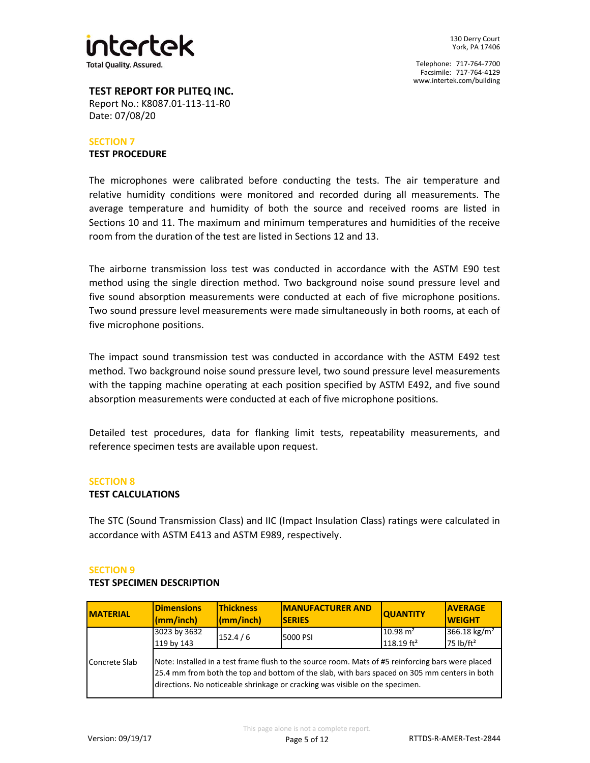**TEST REPORT FOR PLITEQ INC.**
Report No.: K8087.01-113-11-R0
Date: 07/08/20

## SECTION 7
### TEST PROCEDURE

The microphones were calibrated before conducting the tests. The air temperature and relative humidity conditions were monitored and recorded during all measurements. The average temperature and humidity of both the source and received rooms are listed in Sections 10 and 11. The maximum and minimum temperatures and humidities of the receive room from the duration of the test are listed in Sections 12 and 13.

The airborne transmission loss test was conducted in accordance with the ASTM E90 test method using the single direction method. Two background noise sound pressure level and five sound absorption measurements were conducted at each of five microphone positions. Two sound pressure level measurements were made simultaneously in both rooms, at each of five microphone positions.

The impact sound transmission test was conducted in accordance with the ASTM E492 test method. Two background noise sound pressure level, two sound pressure level measurements with the tapping machine operating at each position specified by ASTM E492, and five sound absorption measurements were conducted at each of five microphone positions.

Detailed test procedures, data for flanking limit tests, repeatability measurements, and reference specimen tests are available upon request.

## SECTION 8
### TEST CALCULATIONS

The STC (Sound Transmission Class) and IIC (Impact Insulation Class) ratings were calculated in accordance with ASTM E413 and ASTM E989, respectively.

## SECTION 9
### TEST SPECIMEN DESCRIPTION

| MATERIAL | Dimensions (mm/inch) | Thickness (mm/inch) | MANUFACTURER AND SERIES | QUANTITY | AVERAGE WEIGHT |
|---|---|---|---|---|---|
| Concrete Slab | 3023 by 3632<br>119 by 143 | 152.4 / 6 | 5000 PSI | 10.98 $m^2$<br>118.19 $ft^2$ | 366.18 $kg/m^2$<br>75 $lb/ft^2$ |
| | Note: Installed in a test frame flush to the source room. Mats of #5 reinforcing bars were placed 25.4 mm from both the top and bottom of the slab, with bars spaced on 305 mm centers in both directions. No noticeable shrinkage or cracking was visible on the specimen. | | | | |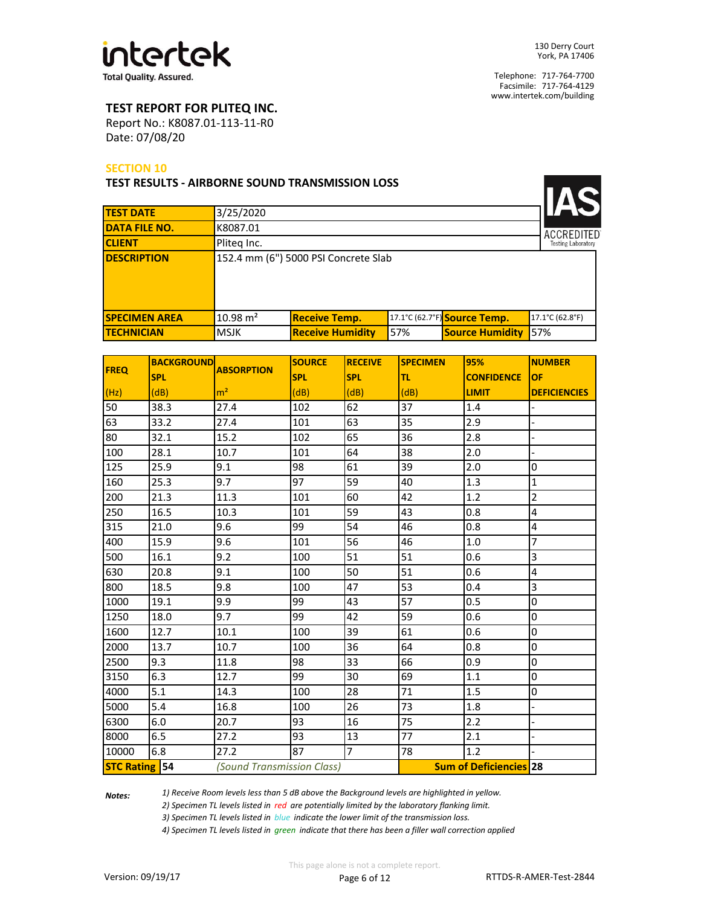**TEST REPORT FOR PLITEQ INC.**
Report No.: K8087.01-113-11-R0
Date: 07/08/20

## SECTION 10

### TEST RESULTS - AIRBORNE SOUND TRANSMISSION LOSS

IAS ACCREDITED Testing Laboratory

| | | | |
|---|---|---|---|
| **TEST DATE** | 3/25/2020 | | |
| **DATA FILE NO.** | K8087.01 | | |
| **CLIENT** | Pliteq Inc. | | |
| **DESCRIPTION** | 152.4 mm (6") 5000 PSI Concrete Slab | | |
| **SPECIMEN AREA** | 10.98 m² | **Receive Temp.** 17.1°C (62.7°F) | **Source Temp.** 17.1°C (62.8°F) |
| **TECHNICIAN** | MSJK | **Receive Humidity** 57% | **Source Humidity** 57% |

| FREQ (Hz) | BACKGROUND SPL (dB) | ABSORPTION m² | SOURCE SPL (dB) | RECEIVE SPL (dB) | SPECIMEN TL (dB) | 95% CONFIDENCE LIMIT | NUMBER OF DEFICIENCIES |
|---|---|---|---|---|---|---|---|
| 50 | 38.3 | 27.4 | 102 | 62 | 37 | 1.4 | - |
| 63 | 33.2 | 27.4 | 101 | 63 | 35 | 2.9 | - |
| 80 | 32.1 | 15.2 | 102 | 65 | 36 | 2.8 | - |
| 100 | 28.1 | 10.7 | 101 | 64 | 38 | 2.0 | - |
| 125 | 25.9 | 9.1 | 98 | 61 | 39 | 2.0 | 0 |
| 160 | 25.3 | 9.7 | 97 | 59 | 40 | 1.3 | 1 |
| 200 | 21.3 | 11.3 | 101 | 60 | 42 | 1.2 | 2 |
| 250 | 16.5 | 10.3 | 101 | 59 | 43 | 0.8 | 4 |
| 315 | 21.0 | 9.6 | 99 | 54 | 46 | 0.8 | 4 |
| 400 | 15.9 | 9.6 | 101 | 56 | 46 | 1.0 | 7 |
| 500 | 16.1 | 9.2 | 100 | 51 | 51 | 0.6 | 3 |
| 630 | 20.8 | 9.1 | 100 | 50 | 51 | 0.6 | 4 |
| 800 | 18.5 | 9.8 | 100 | 47 | 53 | 0.4 | 3 |
| 1000 | 19.1 | 9.9 | 99 | 43 | 57 | 0.5 | 0 |
| 1250 | 18.0 | 9.7 | 99 | 42 | 59 | 0.6 | 0 |
| 1600 | 12.7 | 10.1 | 100 | 39 | 61 | 0.6 | 0 |
| 2000 | 13.7 | 10.7 | 100 | 36 | 64 | 0.8 | 0 |
| 2500 | 9.3 | 11.8 | 98 | 33 | 66 | 0.9 | 0 |
| 3150 | 6.3 | 12.7 | 99 | 30 | 69 | 1.1 | 0 |
| 4000 | 5.1 | 14.3 | 100 | 28 | 71 | 1.5 | 0 |
| 5000 | 5.4 | 16.8 | 100 | 26 | 73 | 1.8 | - |
| 6300 | 6.0 | 20.7 | 93 | 16 | 75 | 2.2 | - |
| 8000 | 6.5 | 27.2 | 93 | 13 | 77 | 2.1 | - |
| 10000 | 6.8 | 27.2 | 87 | 7 | 78 | 1.2 | - |
| **STC Rating** | **54** | *(Sound Transmission Class)* | | | **Sum of Deficiencies** | | **28** |

***Notes:***

*1) Receive Room levels less than 5 dB above the Background levels are highlighted in yellow.*
*2) Specimen TL levels listed in red are potentially limited by the laboratory flanking limit.*
*3) Specimen TL levels listed in blue indicate the lower limit of the transmission loss.*
*4) Specimen TL levels listed in green indicate that there has been a filler wall correction applied*

This page alone is not a complete report.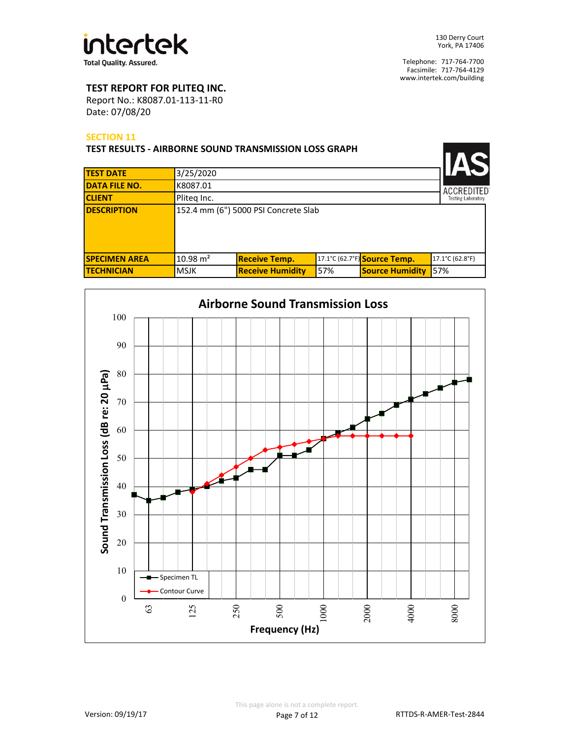**TEST REPORT FOR PLITEQ INC.**
Report No.: K8087.01-113-11-R0
Date: 07/08/20

## SECTION 11

### TEST RESULTS - AIRBORNE SOUND TRANSMISSION LOSS GRAPH

| TEST DATE | 3/25/2020 | | | | |
|---|---|---|---|---|---|
| DATA FILE NO. | K8087.01 | | | | |
| CLIENT | Pliteq Inc. | | | | |
| DESCRIPTION | 152.4 mm (6") 5000 PSI Concrete Slab | | | | |
| SPECIMEN AREA | 10.98 m² | Receive Temp. | 17.1°C (62.7°F) | Source Temp. | 17.1°C (62.8°F) |
| TECHNICIAN | MSJK | Receive Humidity | 57% | Source Humidity | 57% |

**Airborne Sound Transmission Loss**

Sound Transmission Loss (dB re: 20 µPa) vs. Frequency (Hz)

Legend: Specimen TL; Contour Curve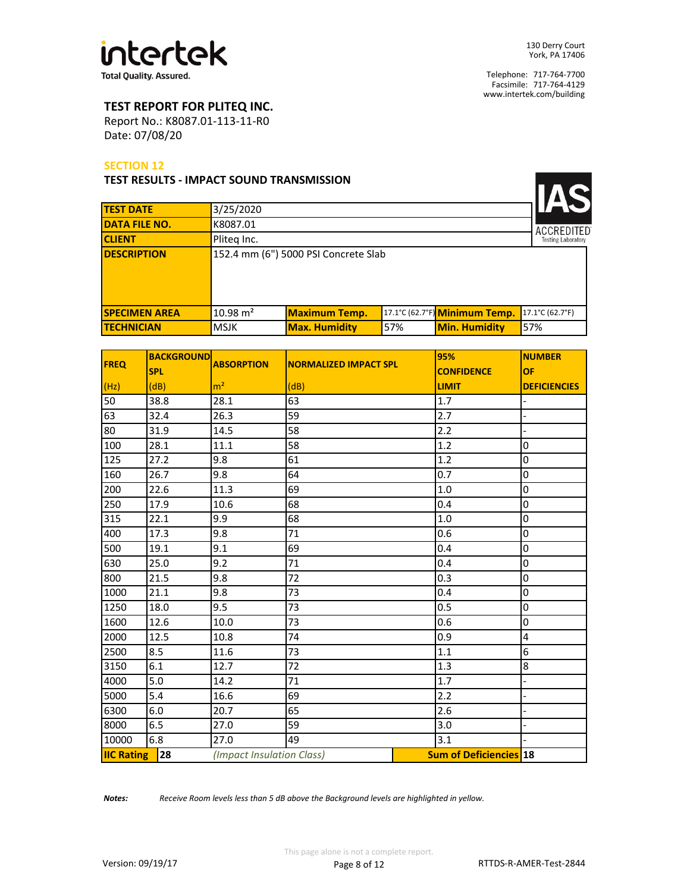**intertek**
Total Quality. Assured.

130 Derry Court
York, PA 17406

Telephone: 717-764-7700
Facsimile: 717-764-4129
www.intertek.com/building

**TEST REPORT FOR PLITEQ INC.**
Report No.: K8087.01-113-11-R0
Date: 07/08/20

## SECTION 12

### TEST RESULTS - IMPACT SOUND TRANSMISSION

IAS ACCREDITED Testing Laboratory

| | | | | | |
|---|---|---|---|---|---|
| **TEST DATE** | 3/25/2020 | | | | |
| **DATA FILE NO.** | K8087.01 | | | | |
| **CLIENT** | Pliteq Inc. | | | | |
| **DESCRIPTION** | 152.4 mm (6") 5000 PSI Concrete Slab | | | | |
| **SPECIMEN AREA** | 10.98 m² | **Maximum Temp.** | 17.1°C (62.7°F) | **Minimum Temp.** | 17.1°C (62.7°F) |
| **TECHNICIAN** | MSJK | **Max. Humidity** | 57% | **Min. Humidity** | 57% |

| FREQ (Hz) | BACKGROUND SPL (dB) | ABSORPTION m² | NORMALIZED IMPACT SPL (dB) | 95% CONFIDENCE LIMIT | NUMBER OF DEFICIENCIES |
|---|---|---|---|---|---|
| 50 | 38.8 | 28.1 | 63 | 1.7 | - |
| 63 | 32.4 | 26.3 | 59 | 2.7 | - |
| 80 | 31.9 | 14.5 | 58 | 2.2 | - |
| 100 | 28.1 | 11.1 | 58 | 1.2 | 0 |
| 125 | 27.2 | 9.8 | 61 | 1.2 | 0 |
| 160 | 26.7 | 9.8 | 64 | 0.7 | 0 |
| 200 | 22.6 | 11.3 | 69 | 1.0 | 0 |
| 250 | 17.9 | 10.6 | 68 | 0.4 | 0 |
| 315 | 22.1 | 9.9 | 68 | 1.0 | 0 |
| 400 | 17.3 | 9.8 | 71 | 0.6 | 0 |
| 500 | 19.1 | 9.1 | 69 | 0.4 | 0 |
| 630 | 25.0 | 9.2 | 71 | 0.4 | 0 |
| 800 | 21.5 | 9.8 | 72 | 0.3 | 0 |
| 1000 | 21.1 | 9.8 | 73 | 0.4 | 0 |
| 1250 | 18.0 | 9.5 | 73 | 0.5 | 0 |
| 1600 | 12.6 | 10.0 | 73 | 0.6 | 0 |
| 2000 | 12.5 | 10.8 | 74 | 0.9 | 4 |
| 2500 | 8.5 | 11.6 | 73 | 1.1 | 6 |
| 3150 | 6.1 | 12.7 | 72 | 1.3 | 8 |
| 4000 | 5.0 | 14.2 | 71 | 1.7 | - |
| 5000 | 5.4 | 16.6 | 69 | 2.2 | - |
| 6300 | 6.0 | 20.7 | 65 | 2.6 | - |
| 8000 | 6.5 | 27.0 | 59 | 3.0 | - |
| 10000 | 6.8 | 27.0 | 49 | 3.1 | - |
| **IIC Rating** | **28** | *(Impact Insulation Class)* | | **Sum of Deficiencies** | **18** |

***Notes:*** *Receive Room levels less than 5 dB above the Background levels are highlighted in yellow.*

This page alone is not a complete report.

Version: 09/19/17 RTTDS-R-AMER-Test-2844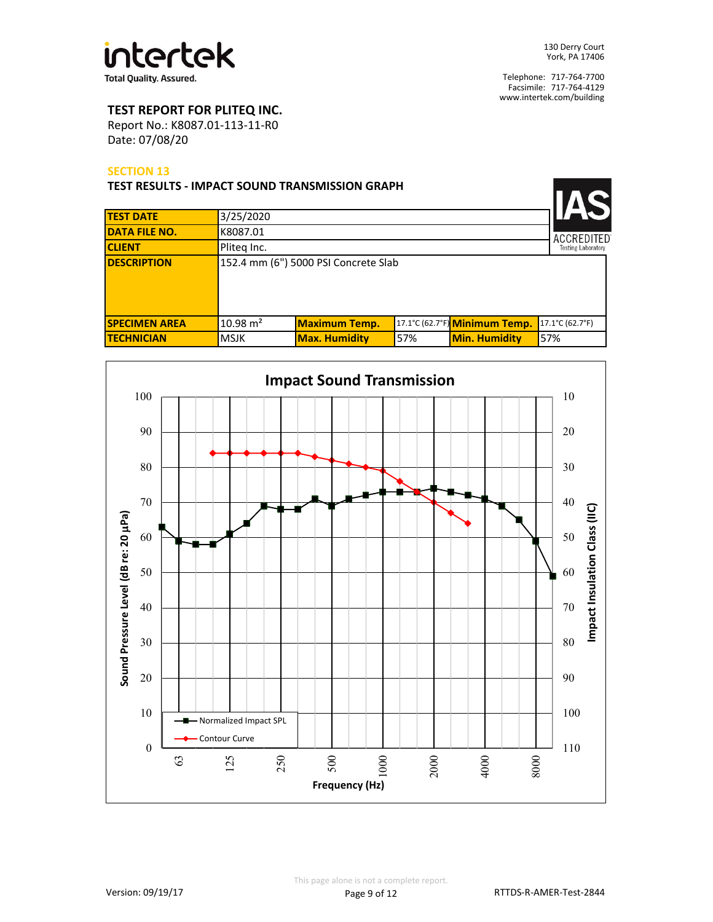**intertek**
Total Quality. Assured.

130 Derry Court
York, PA 17406

Telephone: 717-764-7700
Facsimile: 717-764-4129
www.intertek.com/building

**TEST REPORT FOR PLITEQ INC.**
Report No.: K8087.01-113-11-R0
Date: 07/08/20

## SECTION 13

### TEST RESULTS - IMPACT SOUND TRANSMISSION GRAPH

IAS ACCREDITED Testing Laboratory

| | | | | | |
|---|---|---|---|---|---|
| **TEST DATE** | 3/25/2020 | | | | |
| **DATA FILE NO.** | K8087.01 | | | | |
| **CLIENT** | Pliteq Inc. | | | | |
| **DESCRIPTION** | 152.4 mm (6") 5000 PSI Concrete Slab | | | | |
| **SPECIMEN AREA** | 10.98 m² | **Maximum Temp.** | 17.1°C (62.7°F) | **Minimum Temp.** | 17.1°C (62.7°F) |
| **TECHNICIAN** | MSJK | **Max. Humidity** | 57% | **Min. Humidity** | 57% |

**Impact Sound Transmission**

Legend: Normalized Impact SPL; Contour Curve

Sound Pressure Level (dB re: 20 µPa) — Impact Insulation Class (IIC) — Frequency (Hz)

This page alone is not a complete report.

Version: 09/19/17 RTTDS-R-AMER-Test-2844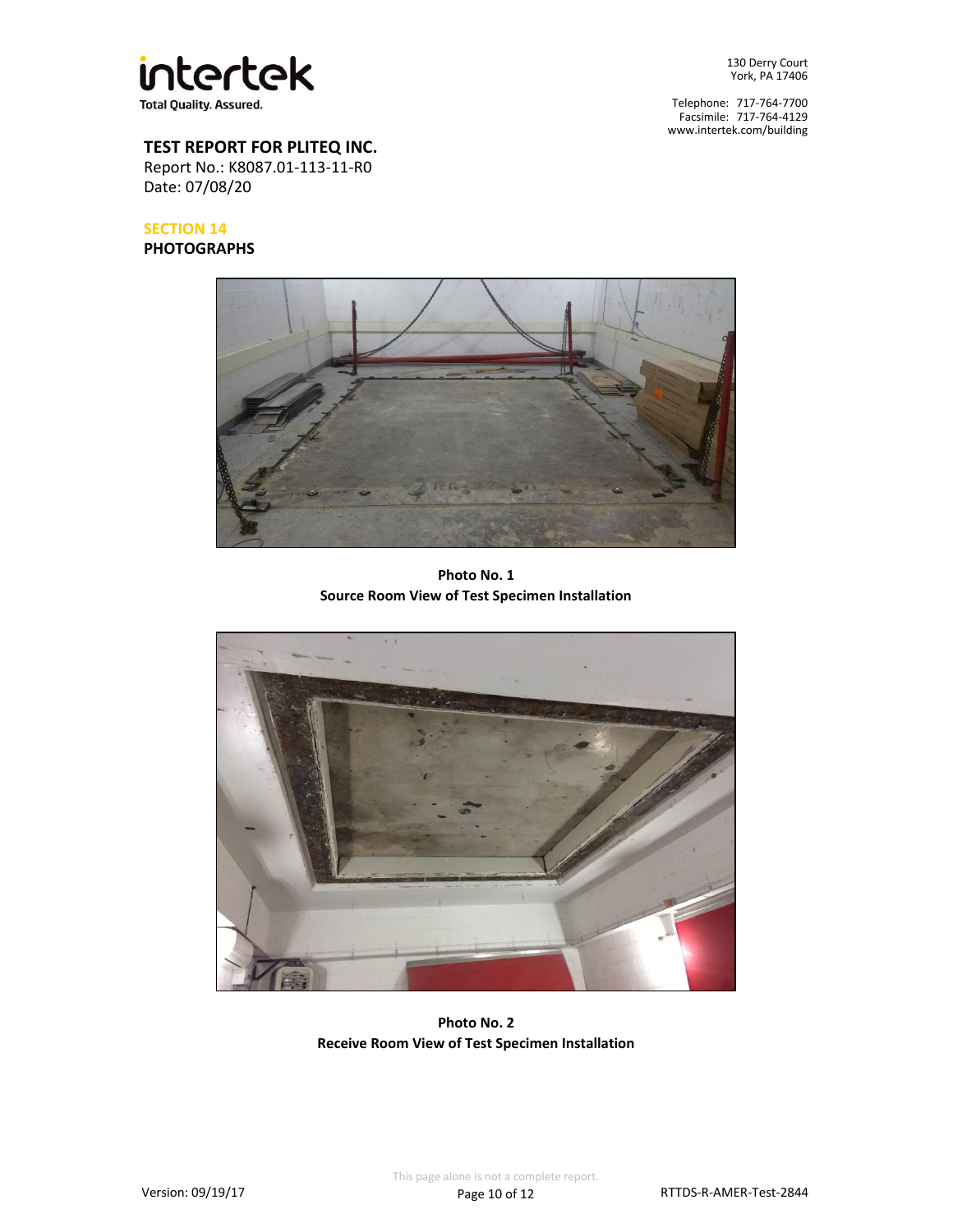**TEST REPORT FOR PLITEQ INC.**
Report No.: K8087.01-113-11-R0
Date: 07/08/20

## SECTION 14

## PHOTOGRAPHS

**Photo No. 1**
**Source Room View of Test Specimen Installation**

**Photo No. 2**
**Receive Room View of Test Specimen Installation**

This page alone is not a complete report.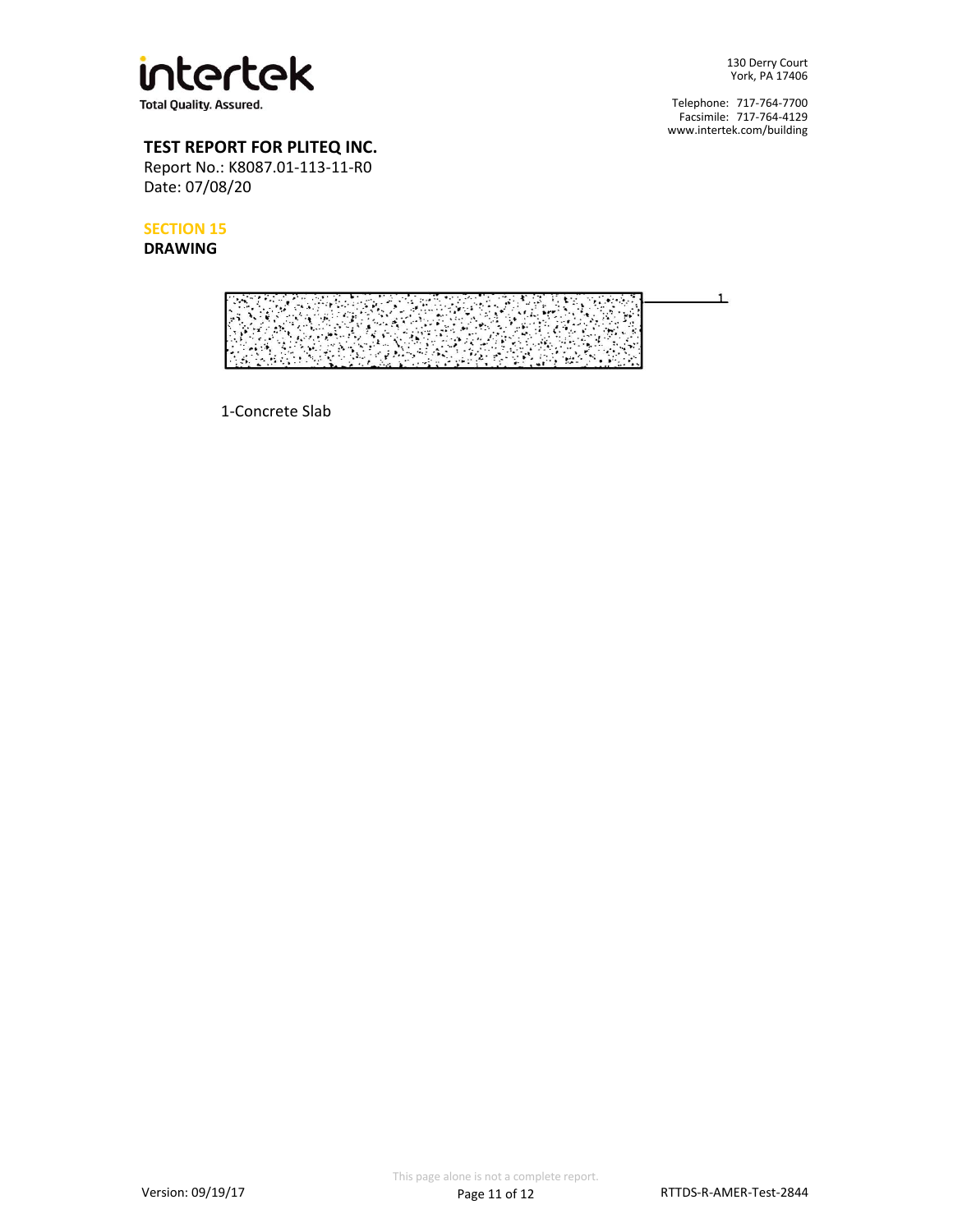**TEST REPORT FOR PLITEQ INC.**
Report No.: K8087.01-113-11-R0
Date: 07/08/20

## SECTION 15

**DRAWING**

1-Concrete Slab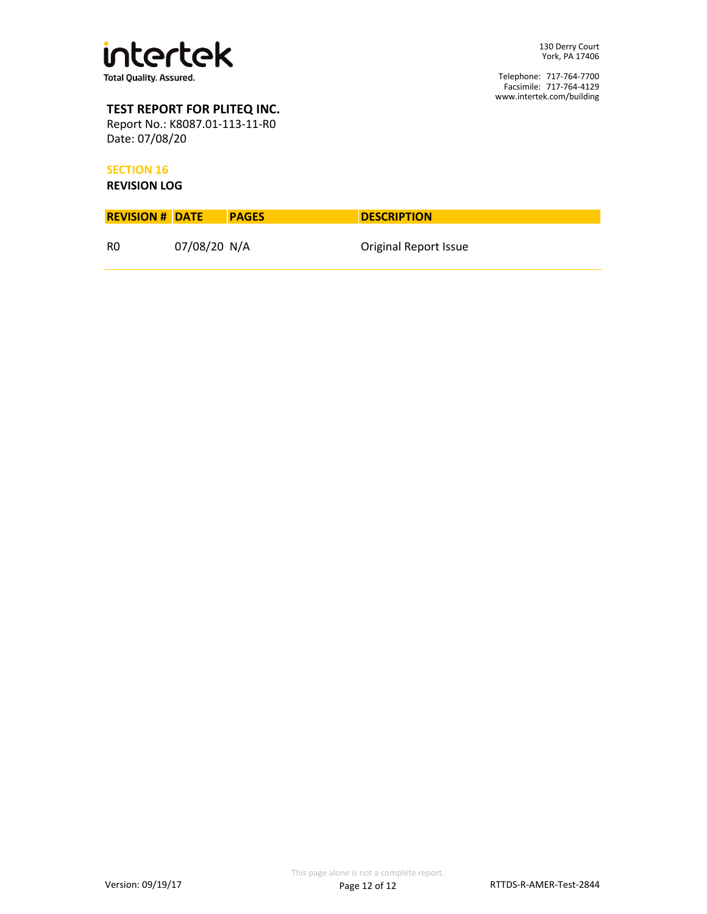## SECTION 16

### REVISION LOG

| REVISION # | DATE | PAGES | DESCRIPTION |
|---|---|---|---|
| R0 | 07/08/20 | N/A | Original Report Issue |